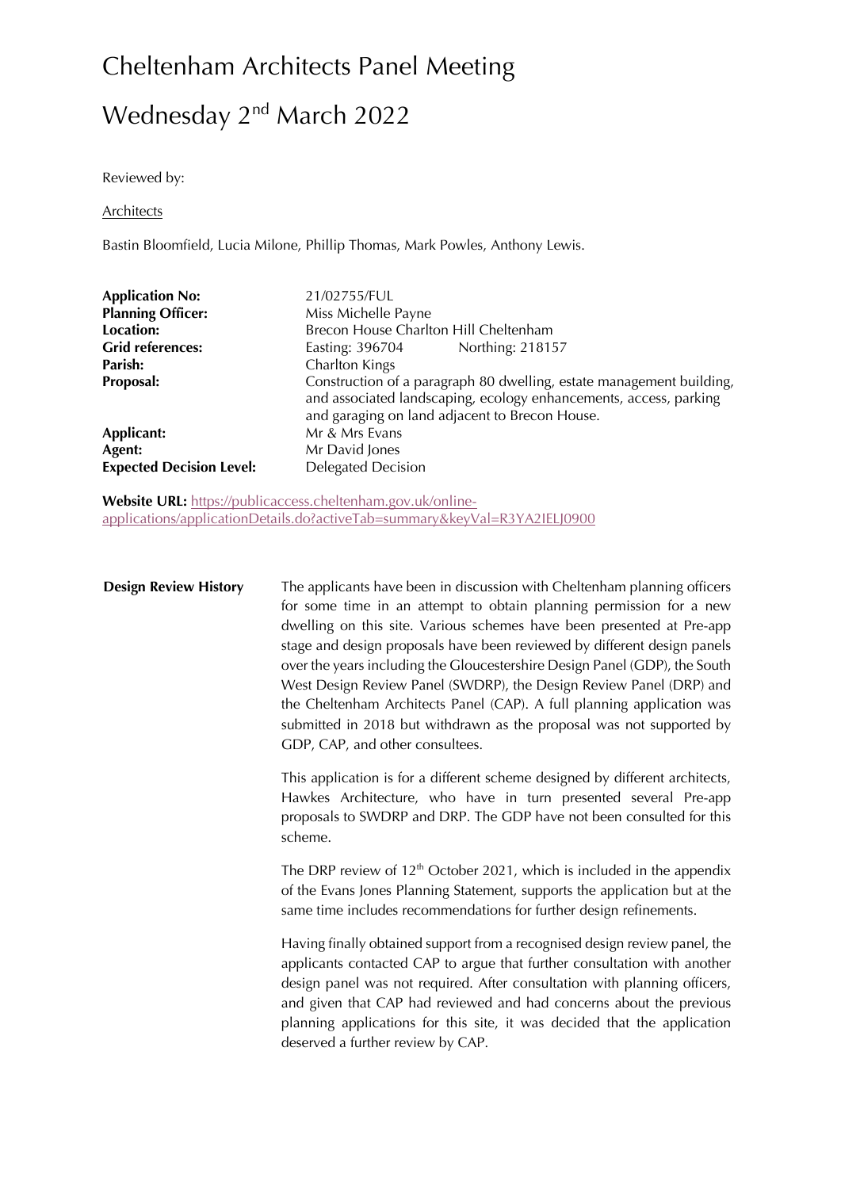# Cheltenham Architects Panel Meeting

# Wednesday 2nd March 2022

Reviewed by:

Architects

Bastin Bloomfield, Lucia Milone, Phillip Thomas, Mark Powles, Anthony Lewis.

| | |
|---|---|
| **Application No:** | 21/02755/FUL |
| **Planning Officer:** | Miss Michelle Payne |
| **Location:** | Brecon House Charlton Hill Cheltenham |
| **Grid references:** | Easting: 396704    Northing: 218157 |
| **Parish:** | Charlton Kings |
| **Proposal:** | Construction of a paragraph 80 dwelling, estate management building, and associated landscaping, ecology enhancements, access, parking and garaging on land adjacent to Brecon House. |
| **Applicant:** | Mr & Mrs Evans |
| **Agent:** | Mr David Jones |
| **Expected Decision Level:** | Delegated Decision |

**Website URL:** https://publicaccess.cheltenham.gov.uk/online-applications/applicationDetails.do?activeTab=summary&keyVal=R3YA2IELJ0900

**Design Review History**

The applicants have been in discussion with Cheltenham planning officers for some time in an attempt to obtain planning permission for a new dwelling on this site. Various schemes have been presented at Pre-app stage and design proposals have been reviewed by different design panels over the years including the Gloucestershire Design Panel (GDP), the South West Design Review Panel (SWDRP), the Design Review Panel (DRP) and the Cheltenham Architects Panel (CAP). A full planning application was submitted in 2018 but withdrawn as the proposal was not supported by GDP, CAP, and other consultees.

This application is for a different scheme designed by different architects, Hawkes Architecture, who have in turn presented several Pre-app proposals to SWDRP and DRP. The GDP have not been consulted for this scheme.

The DRP review of 12th October 2021, which is included in the appendix of the Evans Jones Planning Statement, supports the application but at the same time includes recommendations for further design refinements.

Having finally obtained support from a recognised design review panel, the applicants contacted CAP to argue that further consultation with another design panel was not required. After consultation with planning officers, and given that CAP had reviewed and had concerns about the previous planning applications for this site, it was decided that the application deserved a further review by CAP.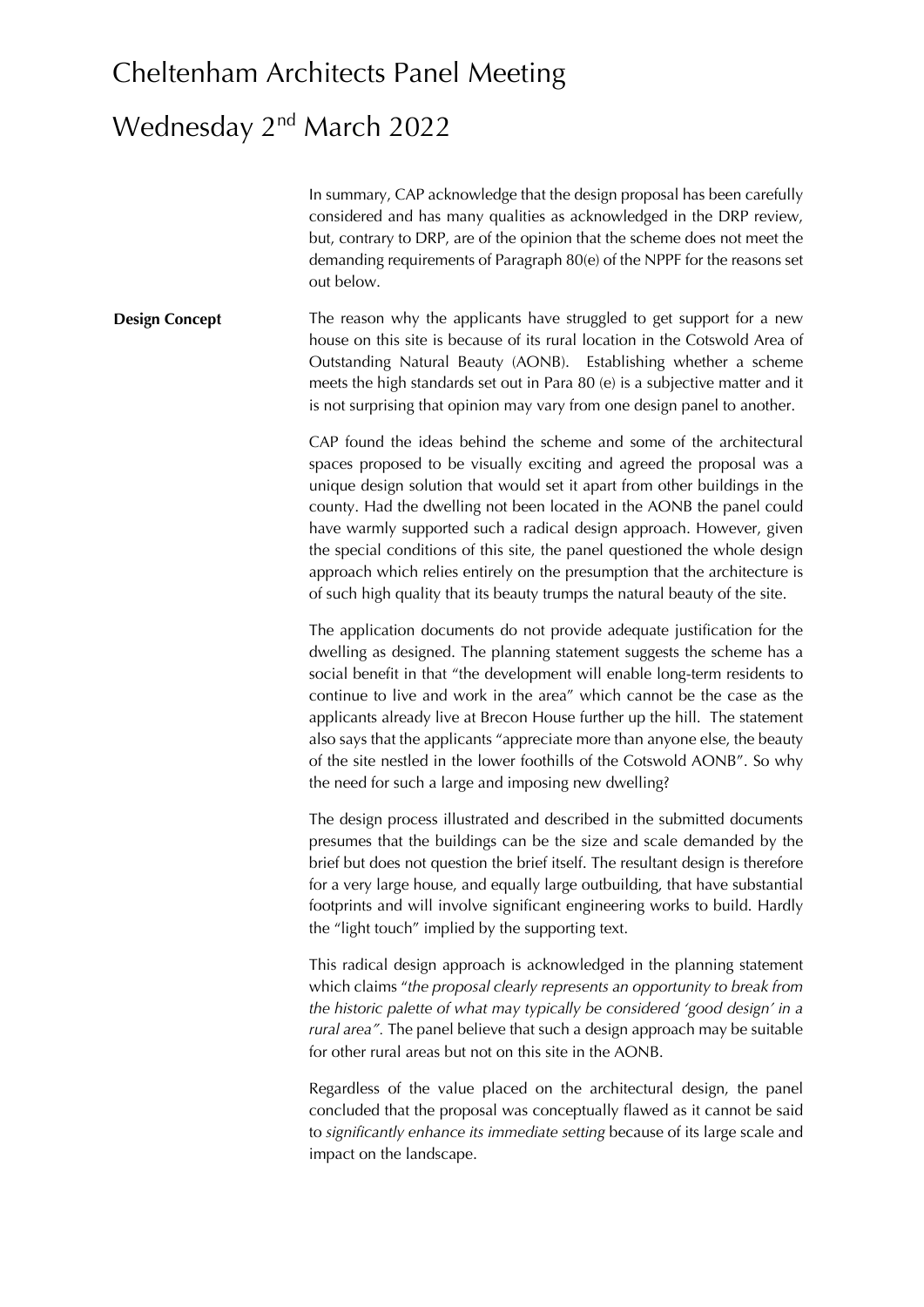In summary, CAP acknowledge that the design proposal has been carefully considered and has many qualities as acknowledged in the DRP review, but, contrary to DRP, are of the opinion that the scheme does not meet the demanding requirements of Paragraph 80(e) of the NPPF for the reasons set out below.

**Design Concept**

The reason why the applicants have struggled to get support for a new house on this site is because of its rural location in the Cotswold Area of Outstanding Natural Beauty (AONB). Establishing whether a scheme meets the high standards set out in Para 80 (e) is a subjective matter and it is not surprising that opinion may vary from one design panel to another.

CAP found the ideas behind the scheme and some of the architectural spaces proposed to be visually exciting and agreed the proposal was a unique design solution that would set it apart from other buildings in the county. Had the dwelling not been located in the AONB the panel could have warmly supported such a radical design approach. However, given the special conditions of this site, the panel questioned the whole design approach which relies entirely on the presumption that the architecture is of such high quality that its beauty trumps the natural beauty of the site.

The application documents do not provide adequate justification for the dwelling as designed. The planning statement suggests the scheme has a social benefit in that "the development will enable long-term residents to continue to live and work in the area" which cannot be the case as the applicants already live at Brecon House further up the hill. The statement also says that the applicants "appreciate more than anyone else, the beauty of the site nestled in the lower foothills of the Cotswold AONB". So why the need for such a large and imposing new dwelling?

The design process illustrated and described in the submitted documents presumes that the buildings can be the size and scale demanded by the brief but does not question the brief itself. The resultant design is therefore for a very large house, and equally large outbuilding, that have substantial footprints and will involve significant engineering works to build. Hardly the "light touch" implied by the supporting text.

This radical design approach is acknowledged in the planning statement which claims "*the proposal clearly represents an opportunity to break from the historic palette of what may typically be considered 'good design' in a rural area"*. The panel believe that such a design approach may be suitable for other rural areas but not on this site in the AONB.

Regardless of the value placed on the architectural design, the panel concluded that the proposal was conceptually flawed as it cannot be said to *significantly enhance its immediate setting* because of its large scale and impact on the landscape.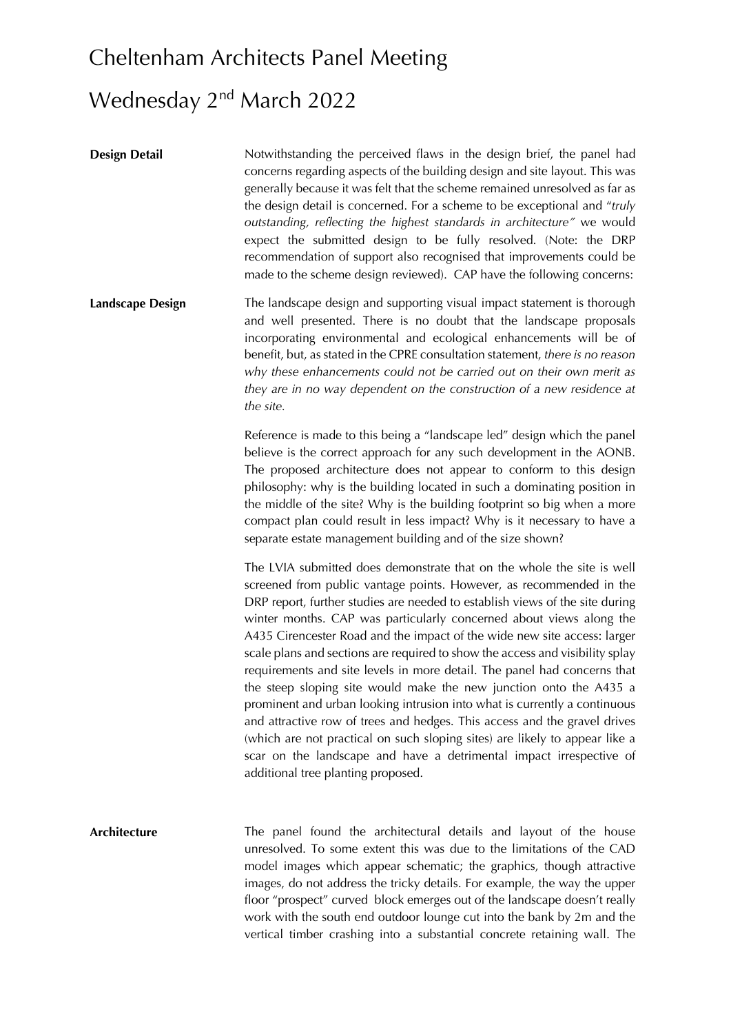# Cheltenham Architects Panel Meeting

# Wednesday 2nd March 2022

**Design Detail**

Notwithstanding the perceived flaws in the design brief, the panel had concerns regarding aspects of the building design and site layout. This was generally because it was felt that the scheme remained unresolved as far as the design detail is concerned. For a scheme to be exceptional and "*truly outstanding, reflecting the highest standards in architecture"* we would expect the submitted design to be fully resolved. (Note: the DRP recommendation of support also recognised that improvements could be made to the scheme design reviewed). CAP have the following concerns:

**Landscape Design**

The landscape design and supporting visual impact statement is thorough and well presented. There is no doubt that the landscape proposals incorporating environmental and ecological enhancements will be of benefit, but, as stated in the CPRE consultation statement, *there is no reason why these enhancements could not be carried out on their own merit as they are in no way dependent on the construction of a new residence at the site.*

Reference is made to this being a "landscape led" design which the panel believe is the correct approach for any such development in the AONB. The proposed architecture does not appear to conform to this design philosophy: why is the building located in such a dominating position in the middle of the site? Why is the building footprint so big when a more compact plan could result in less impact? Why is it necessary to have a separate estate management building and of the size shown?

The LVIA submitted does demonstrate that on the whole the site is well screened from public vantage points. However, as recommended in the DRP report, further studies are needed to establish views of the site during winter months. CAP was particularly concerned about views along the A435 Cirencester Road and the impact of the wide new site access: larger scale plans and sections are required to show the access and visibility splay requirements and site levels in more detail. The panel had concerns that the steep sloping site would make the new junction onto the A435 a prominent and urban looking intrusion into what is currently a continuous and attractive row of trees and hedges. This access and the gravel drives (which are not practical on such sloping sites) are likely to appear like a scar on the landscape and have a detrimental impact irrespective of additional tree planting proposed.

**Architecture**

The panel found the architectural details and layout of the house unresolved. To some extent this was due to the limitations of the CAD model images which appear schematic; the graphics, though attractive images, do not address the tricky details. For example, the way the upper floor "prospect" curved block emerges out of the landscape doesn't really work with the south end outdoor lounge cut into the bank by 2m and the vertical timber crashing into a substantial concrete retaining wall. The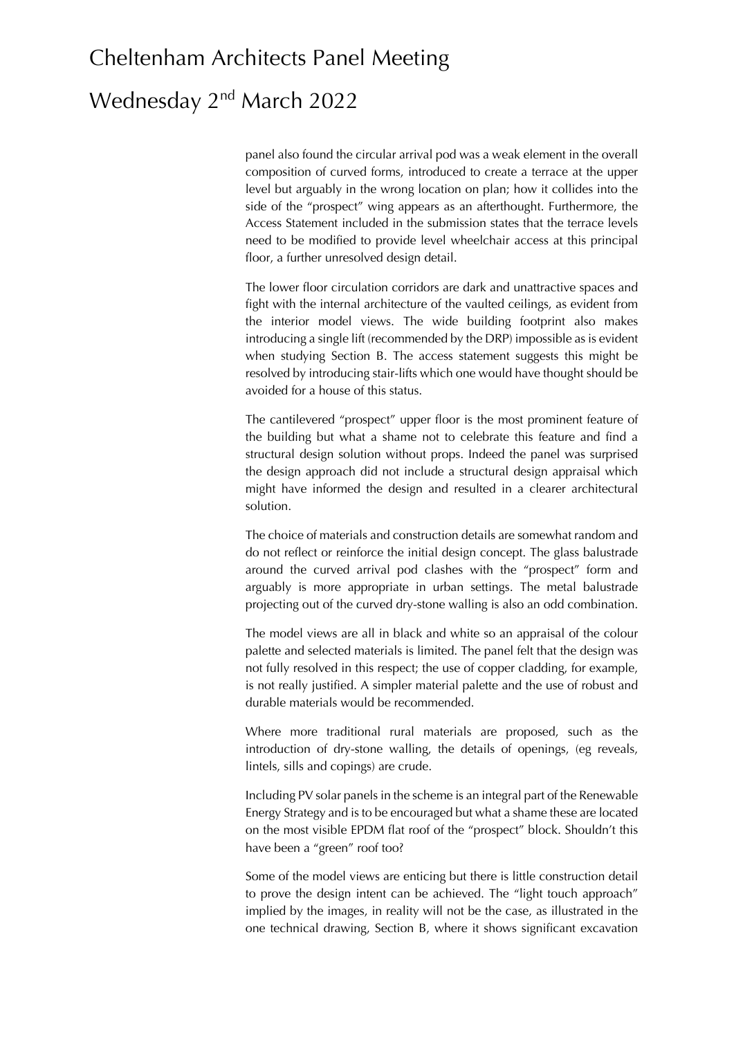panel also found the circular arrival pod was a weak element in the overall composition of curved forms, introduced to create a terrace at the upper level but arguably in the wrong location on plan; how it collides into the side of the "prospect" wing appears as an afterthought. Furthermore, the Access Statement included in the submission states that the terrace levels need to be modified to provide level wheelchair access at this principal floor, a further unresolved design detail.

The lower floor circulation corridors are dark and unattractive spaces and fight with the internal architecture of the vaulted ceilings, as evident from the interior model views. The wide building footprint also makes introducing a single lift (recommended by the DRP) impossible as is evident when studying Section B. The access statement suggests this might be resolved by introducing stair-lifts which one would have thought should be avoided for a house of this status.

The cantilevered "prospect" upper floor is the most prominent feature of the building but what a shame not to celebrate this feature and find a structural design solution without props. Indeed the panel was surprised the design approach did not include a structural design appraisal which might have informed the design and resulted in a clearer architectural solution.

The choice of materials and construction details are somewhat random and do not reflect or reinforce the initial design concept. The glass balustrade around the curved arrival pod clashes with the "prospect" form and arguably is more appropriate in urban settings. The metal balustrade projecting out of the curved dry-stone walling is also an odd combination.

The model views are all in black and white so an appraisal of the colour palette and selected materials is limited. The panel felt that the design was not fully resolved in this respect; the use of copper cladding, for example, is not really justified. A simpler material palette and the use of robust and durable materials would be recommended.

Where more traditional rural materials are proposed, such as the introduction of dry-stone walling, the details of openings, (eg reveals, lintels, sills and copings) are crude.

Including PV solar panels in the scheme is an integral part of the Renewable Energy Strategy and is to be encouraged but what a shame these are located on the most visible EPDM flat roof of the "prospect" block. Shouldn't this have been a "green" roof too?

Some of the model views are enticing but there is little construction detail to prove the design intent can be achieved. The "light touch approach" implied by the images, in reality will not be the case, as illustrated in the one technical drawing, Section B, where it shows significant excavation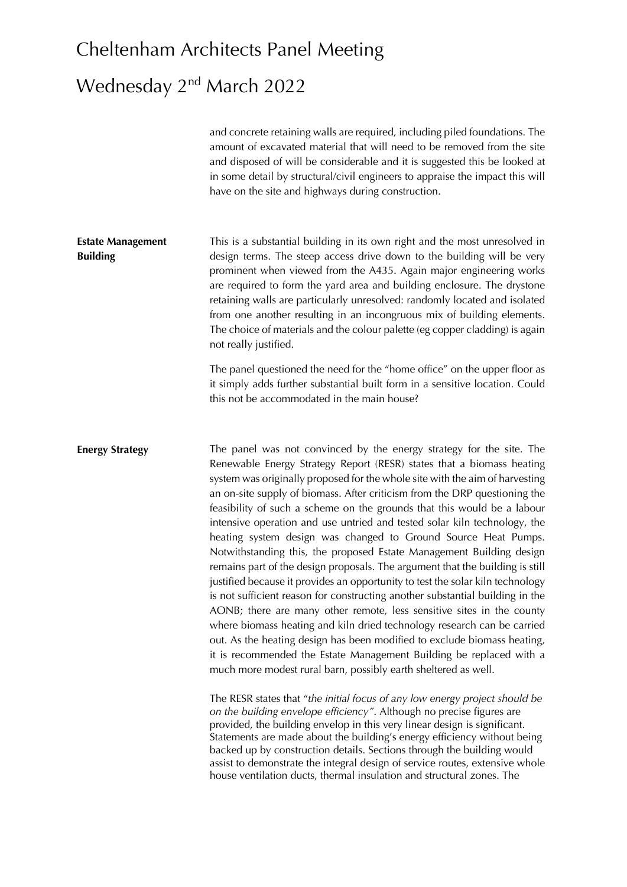and concrete retaining walls are required, including piled foundations. The amount of excavated material that will need to be removed from the site and disposed of will be considerable and it is suggested this be looked at in some detail by structural/civil engineers to appraise the impact this will have on the site and highways during construction.

**Estate Management Building**

This is a substantial building in its own right and the most unresolved in design terms. The steep access drive down to the building will be very prominent when viewed from the A435. Again major engineering works are required to form the yard area and building enclosure. The drystone retaining walls are particularly unresolved: randomly located and isolated from one another resulting in an incongruous mix of building elements. The choice of materials and the colour palette (eg copper cladding) is again not really justified.

The panel questioned the need for the "home office" on the upper floor as it simply adds further substantial built form in a sensitive location. Could this not be accommodated in the main house?

**Energy Strategy**

The panel was not convinced by the energy strategy for the site. The Renewable Energy Strategy Report (RESR) states that a biomass heating system was originally proposed for the whole site with the aim of harvesting an on-site supply of biomass. After criticism from the DRP questioning the feasibility of such a scheme on the grounds that this would be a labour intensive operation and use untried and tested solar kiln technology, the heating system design was changed to Ground Source Heat Pumps. Notwithstanding this, the proposed Estate Management Building design remains part of the design proposals. The argument that the building is still justified because it provides an opportunity to test the solar kiln technology is not sufficient reason for constructing another substantial building in the AONB; there are many other remote, less sensitive sites in the county where biomass heating and kiln dried technology research can be carried out. As the heating design has been modified to exclude biomass heating, it is recommended the Estate Management Building be replaced with a much more modest rural barn, possibly earth sheltered as well.

The RESR states that "*the initial focus of any low energy project should be on the building envelope efficiency"*. Although no precise figures are provided, the building envelop in this very linear design is significant. Statements are made about the building's energy efficiency without being backed up by construction details. Sections through the building would assist to demonstrate the integral design of service routes, extensive whole house ventilation ducts, thermal insulation and structural zones. The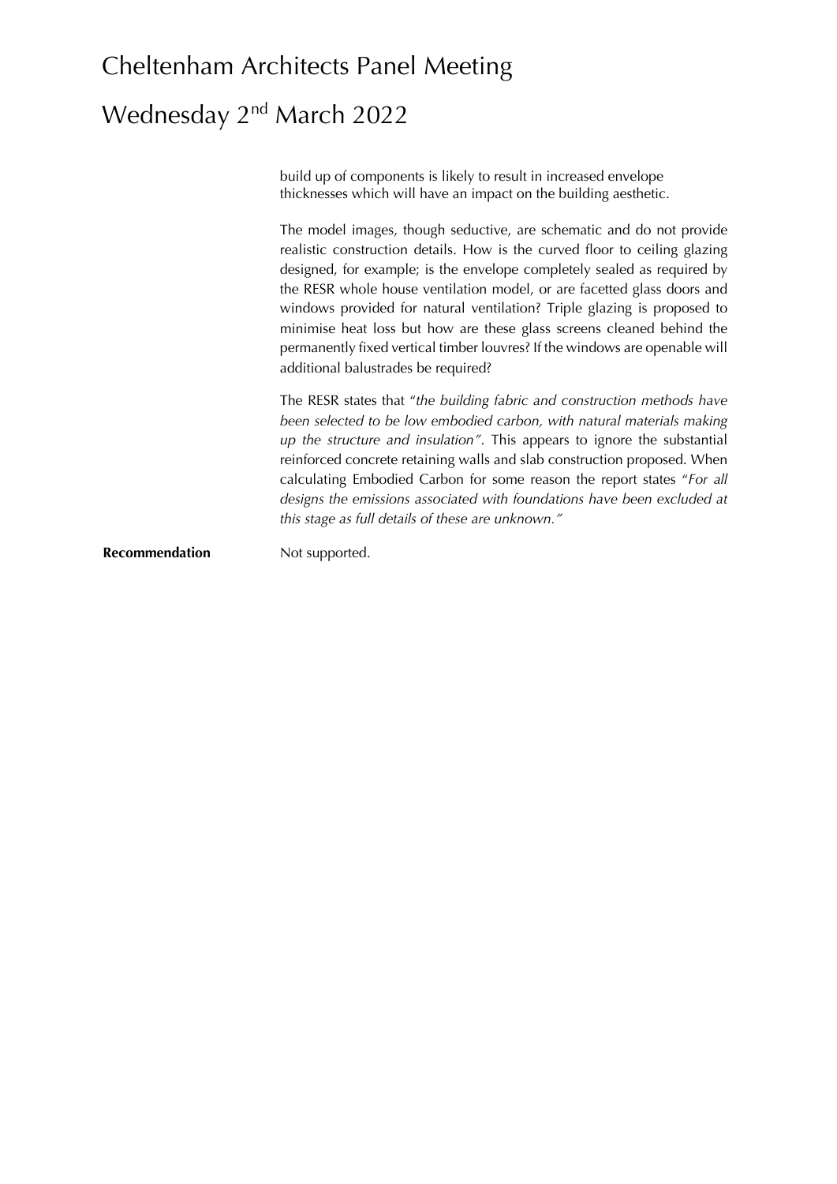build up of components is likely to result in increased envelope thicknesses which will have an impact on the building aesthetic.

The model images, though seductive, are schematic and do not provide realistic construction details. How is the curved floor to ceiling glazing designed, for example; is the envelope completely sealed as required by the RESR whole house ventilation model, or are facetted glass doors and windows provided for natural ventilation? Triple glazing is proposed to minimise heat loss but how are these glass screens cleaned behind the permanently fixed vertical timber louvres? If the windows are openable will additional balustrades be required?

The RESR states that "*the building fabric and construction methods have been selected to be low embodied carbon, with natural materials making up the structure and insulation*". This appears to ignore the substantial reinforced concrete retaining walls and slab construction proposed. When calculating Embodied Carbon for some reason the report states "*For all designs the emissions associated with foundations have been excluded at this stage as full details of these are unknown.*"

**Recommendation** Not supported.